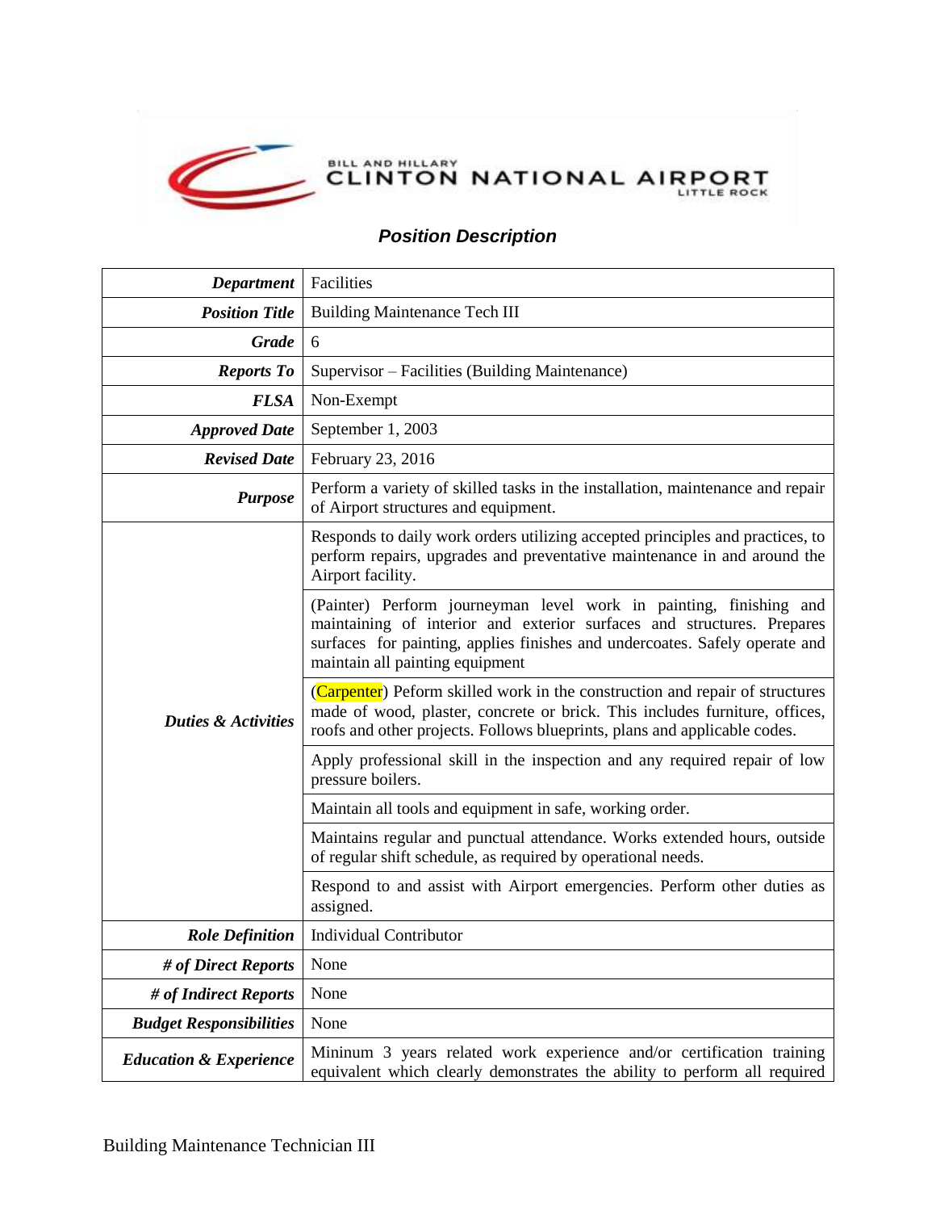BILL AND HILLARY CLINTON NATIONAL AIRPORT LITTLE ROCK

## *Position Description*

| | |
|---|---|
| ***Department*** | Facilities |
| ***Position Title*** | Building Maintenance Tech III |
| ***Grade*** | 6 |
| ***Reports To*** | Supervisor – Facilities (Building Maintenance) |
| ***FLSA*** | Non-Exempt |
| ***Approved Date*** | September 1, 2003 |
| ***Revised Date*** | February 23, 2016 |
| ***Purpose*** | Perform a variety of skilled tasks in the installation, maintenance and repair of Airport structures and equipment. |
| ***Duties & Activities*** | Responds to daily work orders utilizing accepted principles and practices, to perform repairs, upgrades and preventative maintenance in and around the Airport facility. |
| | (Painter) Perform journeyman level work in painting, finishing and maintaining of interior and exterior surfaces and structures. Prepares surfaces for painting, applies finishes and undercoates. Safely operate and maintain all painting equipment |
| | (Carpenter) Peform skilled work in the construction and repair of structures made of wood, plaster, concrete or brick. This includes furniture, offices, roofs and other projects. Follows blueprints, plans and applicable codes. |
| | Apply professional skill in the inspection and any required repair of low pressure boilers. |
| | Maintain all tools and equipment in safe, working order. |
| | Maintains regular and punctual attendance. Works extended hours, outside of regular shift schedule, as required by operational needs. |
| | Respond to and assist with Airport emergencies. Perform other duties as assigned. |
| ***Role Definition*** | Individual Contributor |
| ***# of Direct Reports*** | None |
| ***# of Indirect Reports*** | None |
| ***Budget Responsibilities*** | None |
| ***Education & Experience*** | Mininum 3 years related work experience and/or certification training equivalent which clearly demonstrates the ability to perform all required |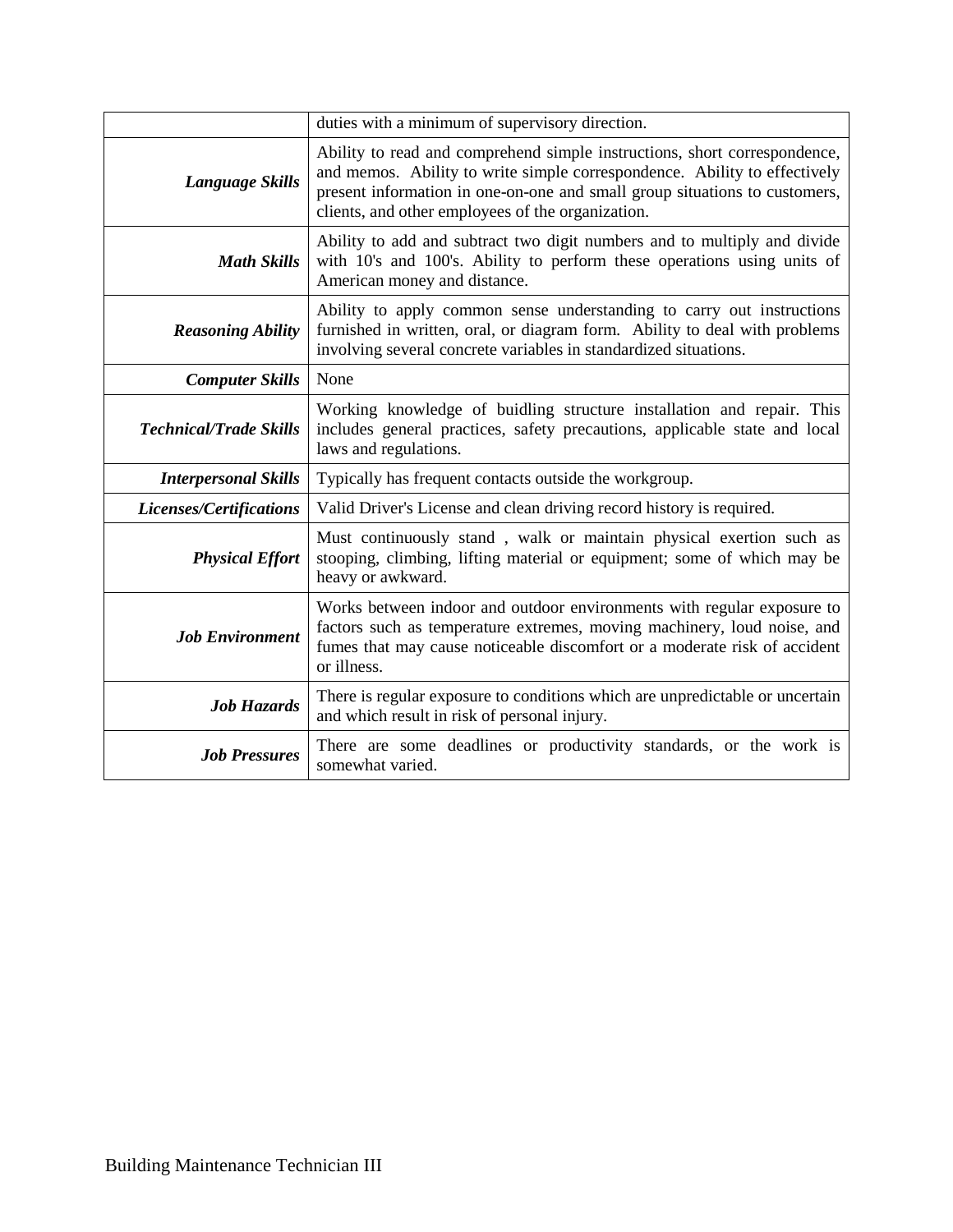| | |
|---|---|
| | duties with a minimum of supervisory direction. |
| ***Language Skills*** | Ability to read and comprehend simple instructions, short correspondence, and memos. Ability to write simple correspondence. Ability to effectively present information in one-on-one and small group situations to customers, clients, and other employees of the organization. |
| ***Math Skills*** | Ability to add and subtract two digit numbers and to multiply and divide with 10's and 100's. Ability to perform these operations using units of American money and distance. |
| ***Reasoning Ability*** | Ability to apply common sense understanding to carry out instructions furnished in written, oral, or diagram form. Ability to deal with problems involving several concrete variables in standardized situations. |
| ***Computer Skills*** | None |
| ***Technical/Trade Skills*** | Working knowledge of buidling structure installation and repair. This includes general practices, safety precautions, applicable state and local laws and regulations. |
| ***Interpersonal Skills*** | Typically has frequent contacts outside the workgroup. |
| ***Licenses/Certifications*** | Valid Driver's License and clean driving record history is required. |
| ***Physical Effort*** | Must continuously stand , walk or maintain physical exertion such as stooping, climbing, lifting material or equipment; some of which may be heavy or awkward. |
| ***Job Environment*** | Works between indoor and outdoor environments with regular exposure to factors such as temperature extremes, moving machinery, loud noise, and fumes that may cause noticeable discomfort or a moderate risk of accident or illness. |
| ***Job Hazards*** | There is regular exposure to conditions which are unpredictable or uncertain and which result in risk of personal injury. |
| ***Job Pressures*** | There are some deadlines or productivity standards, or the work is somewhat varied. |